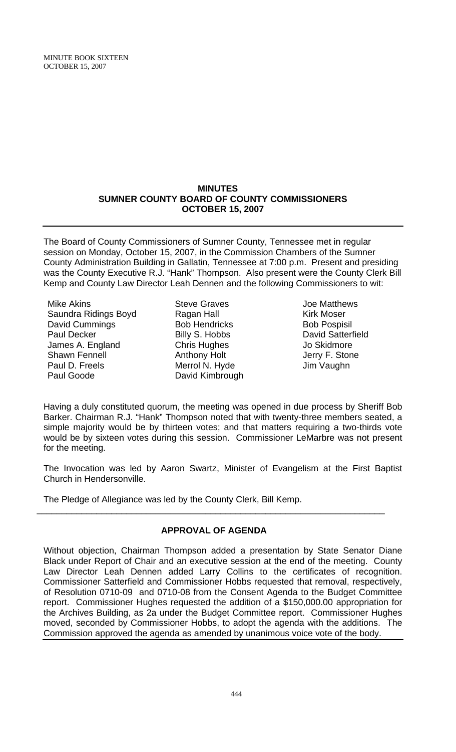# MINUTES
## SUMNER COUNTY BOARD OF COUNTY COMMISSIONERS
## OCTOBER 15, 2007

The Board of County Commissioners of Sumner County, Tennessee met in regular session on Monday, October 15, 2007, in the Commission Chambers of the Sumner County Administration Building in Gallatin, Tennessee at 7:00 p.m. Present and presiding was the County Executive R.J. "Hank" Thompson. Also present were the County Clerk Bill Kemp and County Law Director Leah Dennen and the following Commissioners to wit:

| | | |
|---|---|---|
| Mike Akins | Steve Graves | Joe Matthews |
| Saundra Ridings Boyd | Ragan Hall | Kirk Moser |
| David Cummings | Bob Hendricks | Bob Pospisil |
| Paul Decker | Billy S. Hobbs | David Satterfield |
| James A. England | Chris Hughes | Jo Skidmore |
| Shawn Fennell | Anthony Holt | Jerry F. Stone |
| Paul D. Freels | Merrol N. Hyde | Jim Vaughn |
| Paul Goode | David Kimbrough | |

Having a duly constituted quorum, the meeting was opened in due process by Sheriff Bob Barker. Chairman R.J. "Hank" Thompson noted that with twenty-three members seated, a simple majority would be by thirteen votes; and that matters requiring a two-thirds vote would be by sixteen votes during this session. Commissioner LeMarbre was not present for the meeting.

The Invocation was led by Aaron Swartz, Minister of Evangelism at the First Baptist Church in Hendersonville.

The Pledge of Allegiance was led by the County Clerk, Bill Kemp.

---

## APPROVAL OF AGENDA

Without objection, Chairman Thompson added a presentation by State Senator Diane Black under Report of Chair and an executive session at the end of the meeting. County Law Director Leah Dennen added Larry Collins to the certificates of recognition. Commissioner Satterfield and Commissioner Hobbs requested that removal, respectively, of Resolution 0710-09 and 0710-08 from the Consent Agenda to the Budget Committee report. Commissioner Hughes requested the addition of a $150,000.00 appropriation for the Archives Building, as 2a under the Budget Committee report. Commissioner Hughes moved, seconded by Commissioner Hobbs, to adopt the agenda with the additions. The Commission approved the agenda as amended by unanimous voice vote of the body.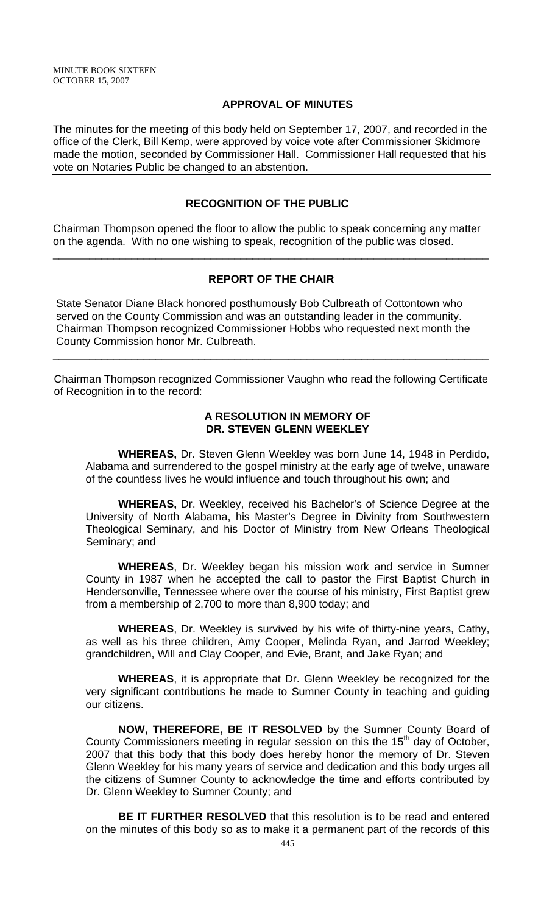## APPROVAL OF MINUTES

The minutes for the meeting of this body held on September 17, 2007, and recorded in the office of the Clerk, Bill Kemp, were approved by voice vote after Commissioner Skidmore made the motion, seconded by Commissioner Hall. Commissioner Hall requested that his vote on Notaries Public be changed to an abstention.

## RECOGNITION OF THE PUBLIC

Chairman Thompson opened the floor to allow the public to speak concerning any matter on the agenda. With no one wishing to speak, recognition of the public was closed.

## REPORT OF THE CHAIR

State Senator Diane Black honored posthumously Bob Culbreath of Cottontown who served on the County Commission and was an outstanding leader in the community. Chairman Thompson recognized Commissioner Hobbs who requested next month the County Commission honor Mr. Culbreath.

---

Chairman Thompson recognized Commissioner Vaughn who read the following Certificate of Recognition in to the record:

### A RESOLUTION IN MEMORY OF DR. STEVEN GLENN WEEKLEY

**WHEREAS,** Dr. Steven Glenn Weekley was born June 14, 1948 in Perdido, Alabama and surrendered to the gospel ministry at the early age of twelve, unaware of the countless lives he would influence and touch throughout his own; and

**WHEREAS,** Dr. Weekley, received his Bachelor's of Science Degree at the University of North Alabama, his Master's Degree in Divinity from Southwestern Theological Seminary, and his Doctor of Ministry from New Orleans Theological Seminary; and

**WHEREAS**, Dr. Weekley began his mission work and service in Sumner County in 1987 when he accepted the call to pastor the First Baptist Church in Hendersonville, Tennessee where over the course of his ministry, First Baptist grew from a membership of 2,700 to more than 8,900 today; and

**WHEREAS**, Dr. Weekley is survived by his wife of thirty-nine years, Cathy, as well as his three children, Amy Cooper, Melinda Ryan, and Jarrod Weekley; grandchildren, Will and Clay Cooper, and Evie, Brant, and Jake Ryan; and

**WHEREAS**, it is appropriate that Dr. Glenn Weekley be recognized for the very significant contributions he made to Sumner County in teaching and guiding our citizens.

**NOW, THEREFORE, BE IT RESOLVED** by the Sumner County Board of County Commissioners meeting in regular session on this the 15th day of October, 2007 that this body does hereby honor the memory of Dr. Steven Glenn Weekley for his many years of service and dedication and this body urges all the citizens of Sumner County to acknowledge the time and efforts contributed by Dr. Glenn Weekley to Sumner County; and

**BE IT FURTHER RESOLVED** that this resolution is to be read and entered on the minutes of this body so as to make it a permanent part of the records of this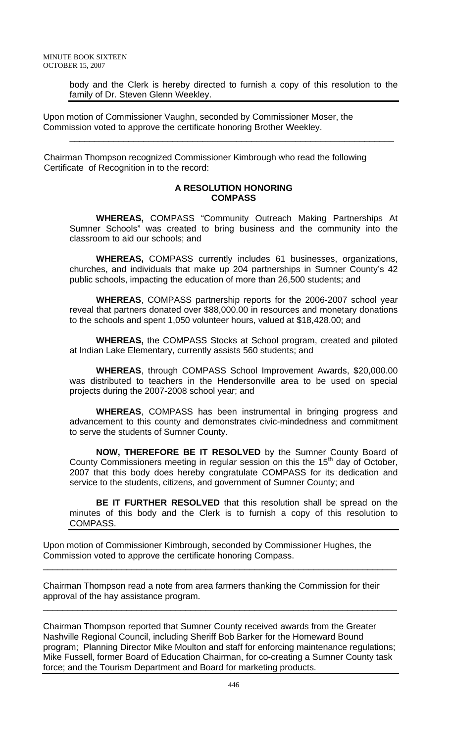body and the Clerk is hereby directed to furnish a copy of this resolution to the family of Dr. Steven Glenn Weekley.

Upon motion of Commissioner Vaughn, seconded by Commissioner Moser, the Commission voted to approve the certificate honoring Brother Weekley.

---

Chairman Thompson recognized Commissioner Kimbrough who read the following Certificate of Recognition in to the record:

**A RESOLUTION HONORING COMPASS**

**WHEREAS,** COMPASS "Community Outreach Making Partnerships At Sumner Schools" was created to bring business and the community into the classroom to aid our schools; and

**WHEREAS,** COMPASS currently includes 61 businesses, organizations, churches, and individuals that make up 204 partnerships in Sumner County's 42 public schools, impacting the education of more than 26,500 students; and

**WHEREAS**, COMPASS partnership reports for the 2006-2007 school year reveal that partners donated over $88,000.00 in resources and monetary donations to the schools and spent 1,050 volunteer hours, valued at $18,428.00; and

**WHEREAS,** the COMPASS Stocks at School program, created and piloted at Indian Lake Elementary, currently assists 560 students; and

**WHEREAS**, through COMPASS School Improvement Awards, $20,000.00 was distributed to teachers in the Hendersonville area to be used on special projects during the 2007-2008 school year; and

**WHEREAS**, COMPASS has been instrumental in bringing progress and advancement to this county and demonstrates civic-mindedness and commitment to serve the students of Sumner County.

**NOW, THEREFORE BE IT RESOLVED** by the Sumner County Board of County Commissioners meeting in regular session on this the 15th day of October, 2007 that this body does hereby congratulate COMPASS for its dedication and service to the students, citizens, and government of Sumner County; and

**BE IT FURTHER RESOLVED** that this resolution shall be spread on the minutes of this body and the Clerk is to furnish a copy of this resolution to COMPASS.

Upon motion of Commissioner Kimbrough, seconded by Commissioner Hughes, the Commission voted to approve the certificate honoring Compass.

---

Chairman Thompson read a note from area farmers thanking the Commission for their approval of the hay assistance program.

---

Chairman Thompson reported that Sumner County received awards from the Greater Nashville Regional Council, including Sheriff Bob Barker for the Homeward Bound program; Planning Director Mike Moulton and staff for enforcing maintenance regulations; Mike Fussell, former Board of Education Chairman, for co-creating a Sumner County task force; and the Tourism Department and Board for marketing products.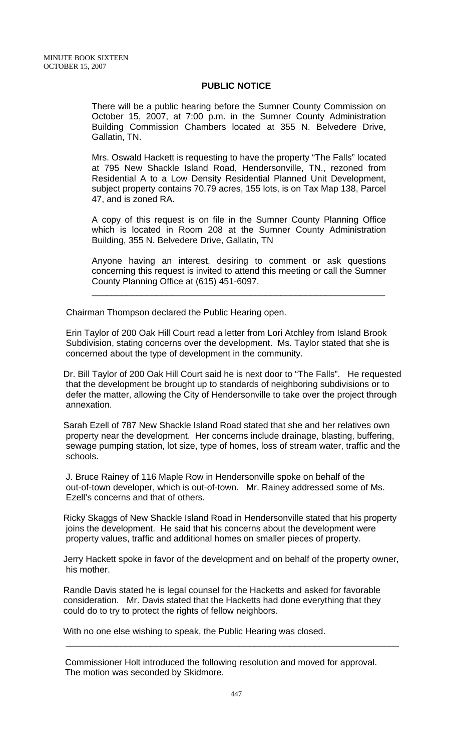## PUBLIC NOTICE

There will be a public hearing before the Sumner County Commission on October 15, 2007, at 7:00 p.m. in the Sumner County Administration Building Commission Chambers located at 355 N. Belvedere Drive, Gallatin, TN.

Mrs. Oswald Hackett is requesting to have the property "The Falls" located at 795 New Shackle Island Road, Hendersonville, TN., rezoned from Residential A to a Low Density Residential Planned Unit Development, subject property contains 70.79 acres, 155 lots, is on Tax Map 138, Parcel 47, and is zoned RA.

A copy of this request is on file in the Sumner County Planning Office which is located in Room 208 at the Sumner County Administration Building, 355 N. Belvedere Drive, Gallatin, TN

Anyone having an interest, desiring to comment or ask questions concerning this request is invited to attend this meeting or call the Sumner County Planning Office at (615) 451-6097.

---

Chairman Thompson declared the Public Hearing open.

Erin Taylor of 200 Oak Hill Court read a letter from Lori Atchley from Island Brook Subdivision, stating concerns over the development. Ms. Taylor stated that she is concerned about the type of development in the community.

Dr. Bill Taylor of 200 Oak Hill Court said he is next door to "The Falls". He requested that the development be brought up to standards of neighboring subdivisions or to defer the matter, allowing the City of Hendersonville to take over the project through annexation.

Sarah Ezell of 787 New Shackle Island Road stated that she and her relatives own property near the development. Her concerns include drainage, blasting, buffering, sewage pumping station, lot size, type of homes, loss of stream water, traffic and the schools.

J. Bruce Rainey of 116 Maple Row in Hendersonville spoke on behalf of the out-of-town developer, which is out-of-town. Mr. Rainey addressed some of Ms. Ezell's concerns and that of others.

Ricky Skaggs of New Shackle Island Road in Hendersonville stated that his property joins the development. He said that his concerns about the development were property values, traffic and additional homes on smaller pieces of property.

Jerry Hackett spoke in favor of the development and on behalf of the property owner, his mother.

Randle Davis stated he is legal counsel for the Hacketts and asked for favorable consideration. Mr. Davis stated that the Hacketts had done everything that they could do to try to protect the rights of fellow neighbors.

With no one else wishing to speak, the Public Hearing was closed.

---

Commissioner Holt introduced the following resolution and moved for approval. The motion was seconded by Skidmore.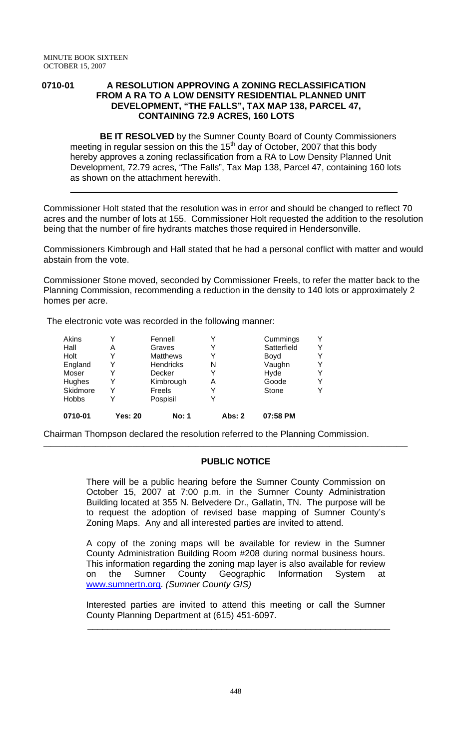**0710-01 A RESOLUTION APPROVING A ZONING RECLASSIFICATION FROM A RA TO A LOW DENSITY RESIDENTIAL PLANNED UNIT DEVELOPMENT, "THE FALLS", TAX MAP 138, PARCEL 47, CONTAINING 72.9 ACRES, 160 LOTS**

**BE IT RESOLVED** by the Sumner County Board of County Commissioners meeting in regular session on this the 15th day of October, 2007 that this body hereby approves a zoning reclassification from a RA to Low Density Planned Unit Development, 72.79 acres, "The Falls", Tax Map 138, Parcel 47, containing 160 lots as shown on the attachment herewith.

---

Commissioner Holt stated that the resolution was in error and should be changed to reflect 70 acres and the number of lots at 155. Commissioner Holt requested the addition to the resolution being that the number of fire hydrants matches those required in Hendersonville.

Commissioners Kimbrough and Hall stated that he had a personal conflict with matter and would abstain from the vote.

Commissioner Stone moved, seconded by Commissioner Freels, to refer the matter back to the Planning Commission, recommending a reduction in the density to 140 lots or approximately 2 homes per acre.

The electronic vote was recorded in the following manner:

| | | | | | |
|---|---|---|---|---|---|
| Akins | Y | Fennell | Y | Cummings | Y |
| Hall | A | Graves | Y | Satterfield | Y |
| Holt | Y | Matthews | Y | Boyd | Y |
| England | Y | Hendricks | N | Vaughn | Y |
| Moser | Y | Decker | Y | Hyde | Y |
| Hughes | Y | Kimbrough | A | Goode | Y |
| Skidmore | Y | Freels | Y | Stone | Y |
| Hobbs | Y | Pospisil | Y | | |
| **0710-01** | **Yes: 20** | **No: 1** | **Abs: 2** | **07:58 PM** | |

Chairman Thompson declared the resolution referred to the Planning Commission.

---

## PUBLIC NOTICE

There will be a public hearing before the Sumner County Commission on October 15, 2007 at 7:00 p.m. in the Sumner County Administration Building located at 355 N. Belvedere Dr., Gallatin, TN. The purpose will be to request the adoption of revised base mapping of Sumner County's Zoning Maps. Any and all interested parties are invited to attend.

A copy of the zoning maps will be available for review in the Sumner County Administration Building Room #208 during normal business hours. This information regarding the zoning map layer is also available for review on the Sumner County Geographic Information System at www.sumnertn.org. *(Sumner County GIS)*

Interested parties are invited to attend this meeting or call the Sumner County Planning Department at (615) 451-6097.

---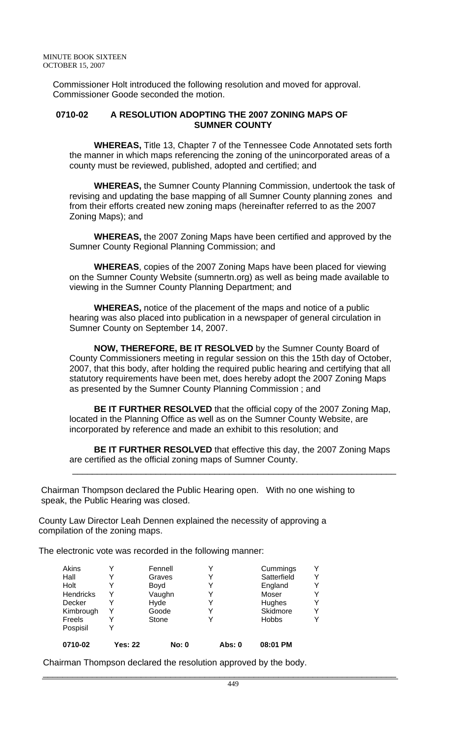Commissioner Holt introduced the following resolution and moved for approval. Commissioner Goode seconded the motion.

**0710-02 A RESOLUTION ADOPTING THE 2007 ZONING MAPS OF SUMNER COUNTY**

**WHEREAS,** Title 13, Chapter 7 of the Tennessee Code Annotated sets forth the manner in which maps referencing the zoning of the unincorporated areas of a county must be reviewed, published, adopted and certified; and

**WHEREAS,** the Sumner County Planning Commission, undertook the task of revising and updating the base mapping of all Sumner County planning zones and from their efforts created new zoning maps (hereinafter referred to as the 2007 Zoning Maps); and

**WHEREAS,** the 2007 Zoning Maps have been certified and approved by the Sumner County Regional Planning Commission; and

**WHEREAS**, copies of the 2007 Zoning Maps have been placed for viewing on the Sumner County Website (sumnertn.org) as well as being made available to viewing in the Sumner County Planning Department; and

**WHEREAS,** notice of the placement of the maps and notice of a public hearing was also placed into publication in a newspaper of general circulation in Sumner County on September 14, 2007.

**NOW, THEREFORE, BE IT RESOLVED** by the Sumner County Board of County Commissioners meeting in regular session on this the 15th day of October, 2007, that this body, after holding the required public hearing and certifying that all statutory requirements have been met, does hereby adopt the 2007 Zoning Maps as presented by the Sumner County Planning Commission ; and

**BE IT FURTHER RESOLVED** that the official copy of the 2007 Zoning Map, located in the Planning Office as well as on the Sumner County Website, are incorporated by reference and made an exhibit to this resolution; and

**BE IT FURTHER RESOLVED** that effective this day, the 2007 Zoning Maps are certified as the official zoning maps of Sumner County.

---

Chairman Thompson declared the Public Hearing open. With no one wishing to speak, the Public Hearing was closed.

County Law Director Leah Dennen explained the necessity of approving a compilation of the zoning maps.

The electronic vote was recorded in the following manner:

| | | | | | |
|---|---|---|---|---|---|
| Akins | Y | Fennell | Y | Cummings | Y |
| Hall | Y | Graves | Y | Satterfield | Y |
| Holt | Y | Boyd | Y | England | Y |
| Hendricks | Y | Vaughn | Y | Moser | Y |
| Decker | Y | Hyde | Y | Hughes | Y |
| Kimbrough | Y | Goode | Y | Skidmore | Y |
| Freels | Y | Stone | Y | Hobbs | Y |
| Pospisil | Y | | | | |
| **0710-02** | **Yes: 22** | **No: 0** | **Abs: 0** | **08:01 PM** | |

Chairman Thompson declared the resolution approved by the body.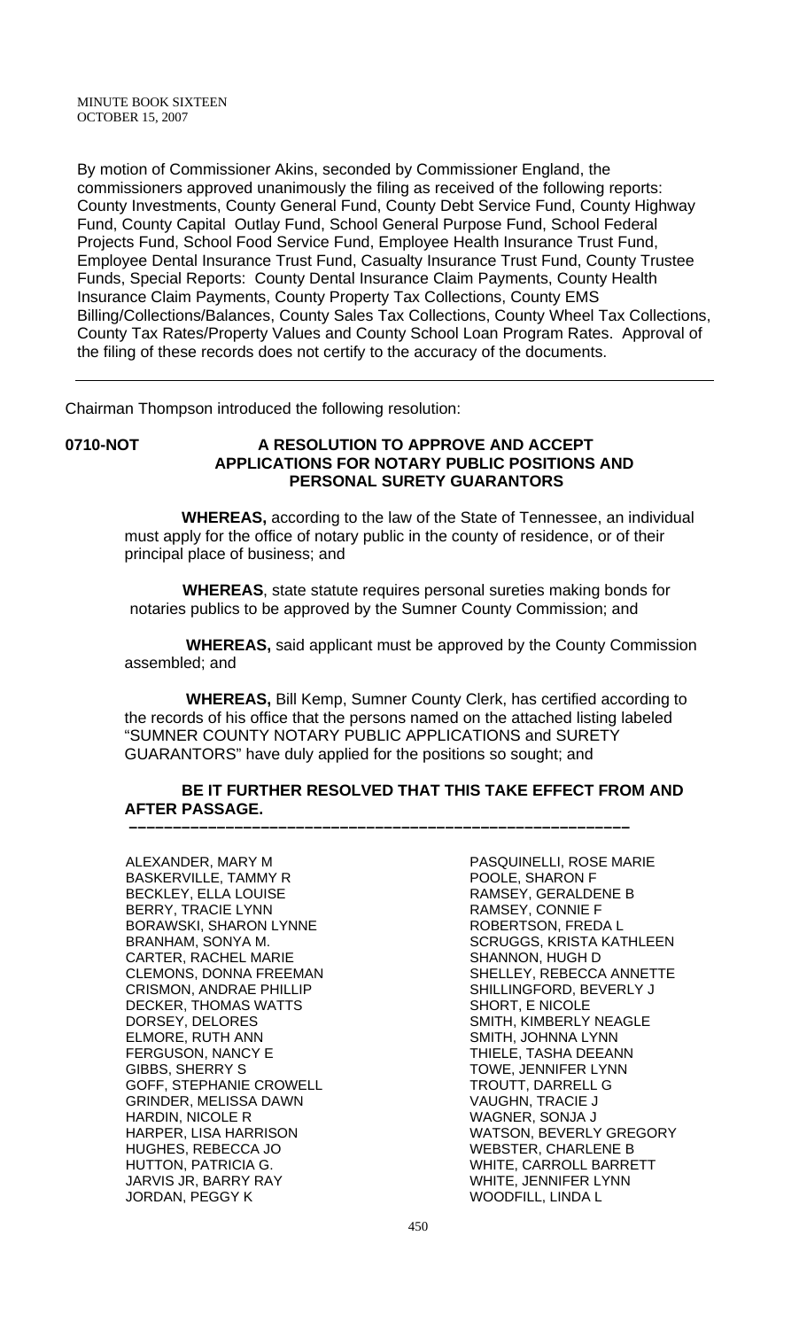By motion of Commissioner Akins, seconded by Commissioner England, the commissioners approved unanimously the filing as received of the following reports: County Investments, County General Fund, County Debt Service Fund, County Highway Fund, County Capital Outlay Fund, School General Purpose Fund, School Federal Projects Fund, School Food Service Fund, Employee Health Insurance Trust Fund, Employee Dental Insurance Trust Fund, Casualty Insurance Trust Fund, County Trustee Funds, Special Reports: County Dental Insurance Claim Payments, County Health Insurance Claim Payments, County Property Tax Collections, County EMS Billing/Collections/Balances, County Sales Tax Collections, County Wheel Tax Collections, County Tax Rates/Property Values and County School Loan Program Rates. Approval of the filing of these records does not certify to the accuracy of the documents.

---

Chairman Thompson introduced the following resolution:

**0710-NOT A RESOLUTION TO APPROVE AND ACCEPT APPLICATIONS FOR NOTARY PUBLIC POSITIONS AND PERSONAL SURETY GUARANTORS**

**WHEREAS,** according to the law of the State of Tennessee, an individual must apply for the office of notary public in the county of residence, or of their principal place of business; and

**WHEREAS**, state statute requires personal sureties making bonds for notaries publics to be approved by the Sumner County Commission; and

**WHEREAS,** said applicant must be approved by the County Commission assembled; and

**WHEREAS,** Bill Kemp, Sumner County Clerk, has certified according to the records of his office that the persons named on the attached listing labeled "SUMNER COUNTY NOTARY PUBLIC APPLICATIONS and SURETY GUARANTORS" have duly applied for the positions so sought; and

**BE IT FURTHER RESOLVED THAT THIS TAKE EFFECT FROM AND AFTER PASSAGE.**

---

ALEXANDER, MARY M
BASKERVILLE, TAMMY R
BECKLEY, ELLA LOUISE
BERRY, TRACIE LYNN
BORAWSKI, SHARON LYNNE
BRANHAM, SONYA M.
CARTER, RACHEL MARIE
CLEMONS, DONNA FREEMAN
CRISMON, ANDRAE PHILLIP
DECKER, THOMAS WATTS
DORSEY, DELORES
ELMORE, RUTH ANN
FERGUSON, NANCY E
GIBBS, SHERRY S
GOFF, STEPHANIE CROWELL
GRINDER, MELISSA DAWN
HARDIN, NICOLE R
HARPER, LISA HARRISON
HUGHES, REBECCA JO
HUTTON, PATRICIA G.
JARVIS JR, BARRY RAY
JORDAN, PEGGY K
PASQUINELLI, ROSE MARIE
POOLE, SHARON F
RAMSEY, GERALDENE B
RAMSEY, CONNIE F
ROBERTSON, FREDA L
SCRUGGS, KRISTA KATHLEEN
SHANNON, HUGH D
SHELLEY, REBECCA ANNETTE
SHILLINGFORD, BEVERLY J
SHORT, E NICOLE
SMITH, KIMBERLY NEAGLE
SMITH, JOHNNA LYNN
THIELE, TASHA DEEANN
TOWE, JENNIFER LYNN
TROUTT, DARRELL G
VAUGHN, TRACIE J
WAGNER, SONJA J
WATSON, BEVERLY GREGORY
WEBSTER, CHARLENE B
WHITE, CARROLL BARRETT
WHITE, JENNIFER LYNN
WOODFILL, LINDA L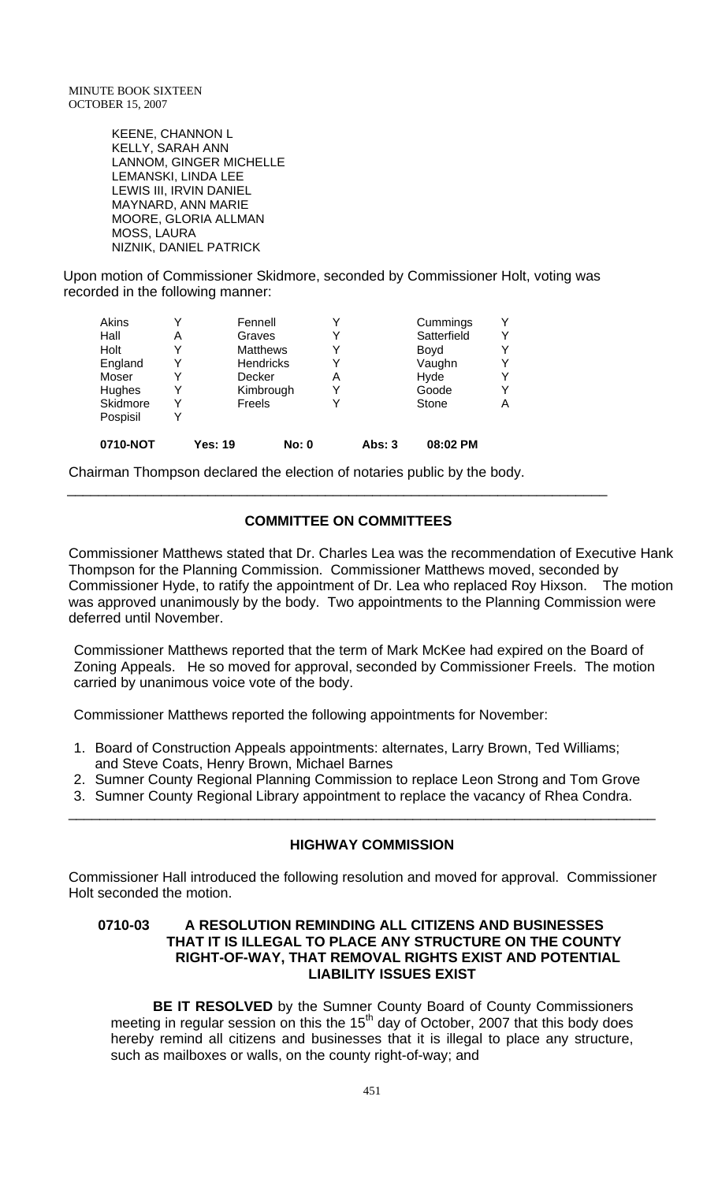KEENE, CHANNON L
KELLY, SARAH ANN
LANNOM, GINGER MICHELLE
LEMANSKI, LINDA LEE
LEWIS III, IRVIN DANIEL
MAYNARD, ANN MARIE
MOORE, GLORIA ALLMAN
MOSS, LAURA
NIZNIK, DANIEL PATRICK

Upon motion of Commissioner Skidmore, seconded by Commissioner Holt, voting was recorded in the following manner:

| | | | | | |
|---|---|---|---|---|---|
| Akins | Y | Fennell | Y | Cummings | Y |
| Hall | A | Graves | Y | Satterfield | Y |
| Holt | Y | Matthews | Y | Boyd | Y |
| England | Y | Hendricks | Y | Vaughn | Y |
| Moser | Y | Decker | A | Hyde | Y |
| Hughes | Y | Kimbrough | Y | Goode | Y |
| Skidmore | Y | Freels | Y | Stone | A |
| Pospisil | Y | | | | |

**0710-NOT** Yes: 19 No: 0 Abs: 3 08:02 PM

Chairman Thompson declared the election of notaries public by the body.

---

## COMMITTEE ON COMMITTEES

Commissioner Matthews stated that Dr. Charles Lea was the recommendation of Executive Hank Thompson for the Planning Commission. Commissioner Matthews moved, seconded by Commissioner Hyde, to ratify the appointment of Dr. Lea who replaced Roy Hixson. The motion was approved unanimously by the body. Two appointments to the Planning Commission were deferred until November.

Commissioner Matthews reported that the term of Mark McKee had expired on the Board of Zoning Appeals. He so moved for approval, seconded by Commissioner Freels. The motion carried by unanimous voice vote of the body.

Commissioner Matthews reported the following appointments for November:

1. Board of Construction Appeals appointments: alternates, Larry Brown, Ted Williams; and Steve Coats, Henry Brown, Michael Barnes
2. Sumner County Regional Planning Commission to replace Leon Strong and Tom Grove
3. Sumner County Regional Library appointment to replace the vacancy of Rhea Condra.

---

## HIGHWAY COMMISSION

Commissioner Hall introduced the following resolution and moved for approval. Commissioner Holt seconded the motion.

### 0710-03 A RESOLUTION REMINDING ALL CITIZENS AND BUSINESSES THAT IT IS ILLEGAL TO PLACE ANY STRUCTURE ON THE COUNTY RIGHT-OF-WAY, THAT REMOVAL RIGHTS EXIST AND POTENTIAL LIABILITY ISSUES EXIST

**BE IT RESOLVED** by the Sumner County Board of County Commissioners meeting in regular session on this the 15th day of October, 2007 that this body does hereby remind all citizens and businesses that it is illegal to place any structure, such as mailboxes or walls, on the county right-of-way; and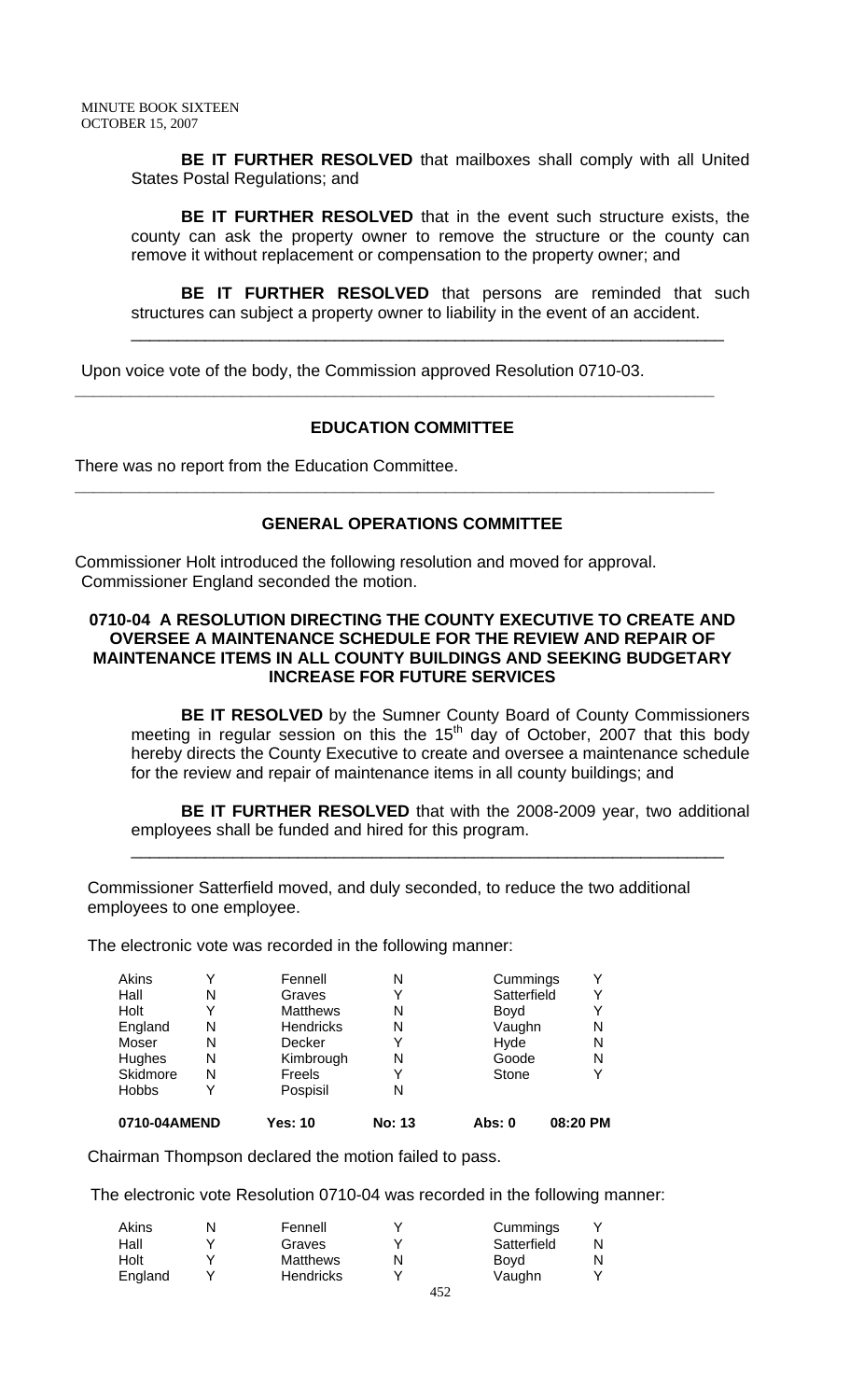**BE IT FURTHER RESOLVED** that mailboxes shall comply with all United States Postal Regulations; and

**BE IT FURTHER RESOLVED** that in the event such structure exists, the county can ask the property owner to remove the structure or the county can remove it without replacement or compensation to the property owner; and

**BE IT FURTHER RESOLVED** that persons are reminded that such structures can subject a property owner to liability in the event of an accident.

---

Upon voice vote of the body, the Commission approved Resolution 0710-03.

---

### EDUCATION COMMITTEE

There was no report from the Education Committee.

---

### GENERAL OPERATIONS COMMITTEE

Commissioner Holt introduced the following resolution and moved for approval. Commissioner England seconded the motion.

**0710-04 A RESOLUTION DIRECTING THE COUNTY EXECUTIVE TO CREATE AND OVERSEE A MAINTENANCE SCHEDULE FOR THE REVIEW AND REPAIR OF MAINTENANCE ITEMS IN ALL COUNTY BUILDINGS AND SEEKING BUDGETARY INCREASE FOR FUTURE SERVICES**

**BE IT RESOLVED** by the Sumner County Board of County Commissioners meeting in regular session on this the 15th day of October, 2007 that this body hereby directs the County Executive to create and oversee a maintenance schedule for the review and repair of maintenance items in all county buildings; and

**BE IT FURTHER RESOLVED** that with the 2008-2009 year, two additional employees shall be funded and hired for this program.

---

Commissioner Satterfield moved, and duly seconded, to reduce the two additional employees to one employee.

The electronic vote was recorded in the following manner:

| | | | | | |
|---|---|---|---|---|---|
| Akins | Y | Fennell | N | Cummings | Y |
| Hall | N | Graves | Y | Satterfield | Y |
| Holt | Y | Matthews | N | Boyd | Y |
| England | N | Hendricks | N | Vaughn | N |
| Moser | N | Decker | Y | Hyde | N |
| Hughes | N | Kimbrough | N | Goode | N |
| Skidmore | N | Freels | Y | Stone | Y |
| Hobbs | Y | Pospisil | N | | |
| **0710-04AMEND** | | **Yes: 10** | **No: 13** | **Abs: 0** | **08:20 PM** |

Chairman Thompson declared the motion failed to pass.

The electronic vote Resolution 0710-04 was recorded in the following manner:

| | | | | | |
|---|---|---|---|---|---|
| Akins | N | Fennell | Y | Cummings | Y |
| Hall | Y | Graves | Y | Satterfield | N |
| Holt | Y | Matthews | N | Boyd | N |
| England | Y | Hendricks | Y | Vaughn | Y |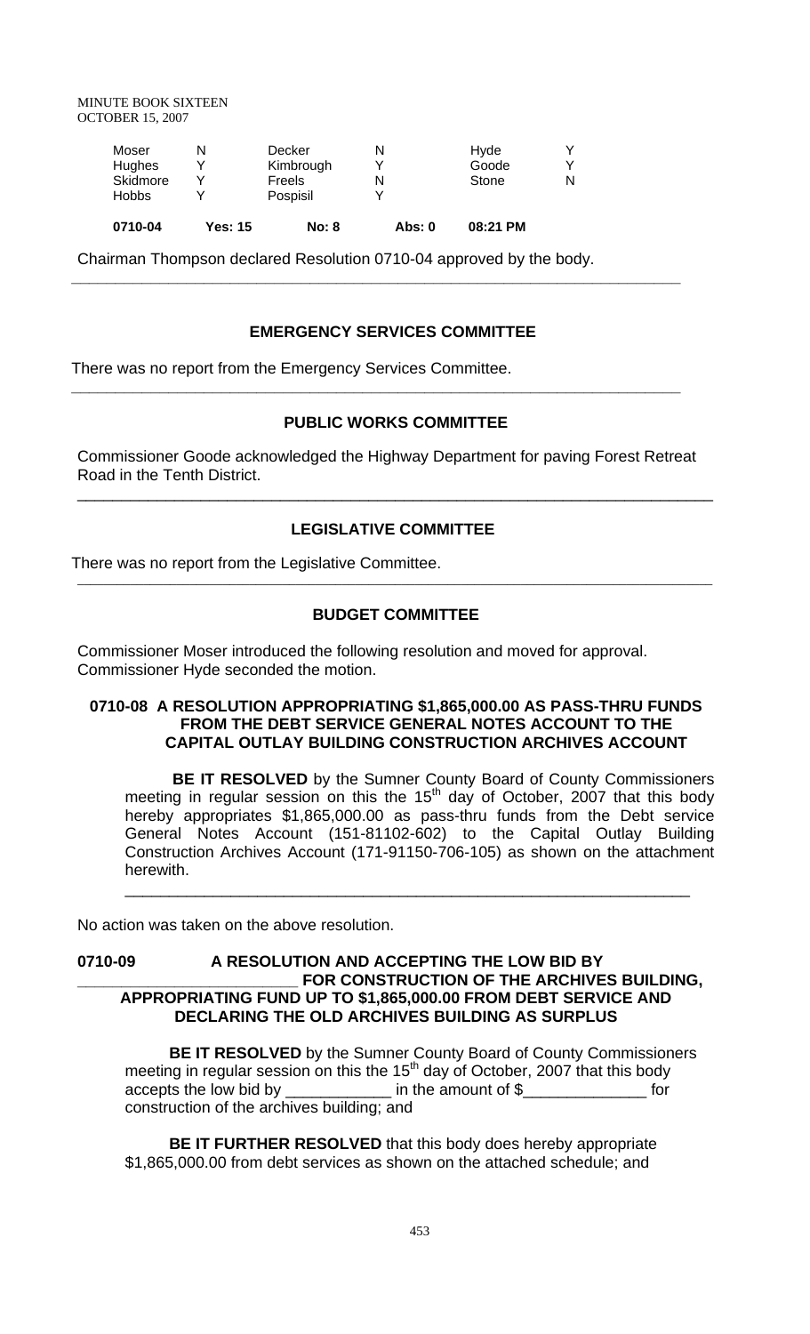| Moser | N | Decker | N | Hyde | Y |
|---|---|---|---|---|---|
| Hughes | Y | Kimbrough | Y | Goode | Y |
| Skidmore | Y | Freels | N | Stone | N |
| Hobbs | Y | Pospisil | Y | | |
| **0710-04** | **Yes: 15** | **No: 8** | **Abs: 0** | **08:21 PM** | |

Chairman Thompson declared Resolution 0710-04 approved by the body.

---

## EMERGENCY SERVICES COMMITTEE

There was no report from the Emergency Services Committee.

---

## PUBLIC WORKS COMMITTEE

Commissioner Goode acknowledged the Highway Department for paving Forest Retreat Road in the Tenth District.

---

## LEGISLATIVE COMMITTEE

There was no report from the Legislative Committee.

---

## BUDGET COMMITTEE

Commissioner Moser introduced the following resolution and moved for approval. Commissioner Hyde seconded the motion.

**0710-08 A RESOLUTION APPROPRIATING $1,865,000.00 AS PASS-THRU FUNDS FROM THE DEBT SERVICE GENERAL NOTES ACCOUNT TO THE CAPITAL OUTLAY BUILDING CONSTRUCTION ARCHIVES ACCOUNT**

**BE IT RESOLVED** by the Sumner County Board of County Commissioners meeting in regular session on this the 15th day of October, 2007 that this body hereby appropriates $1,865,000.00 as pass-thru funds from the Debt service General Notes Account (151-81102-602) to the Capital Outlay Building Construction Archives Account (171-91150-706-105) as shown on the attachment herewith.

---

No action was taken on the above resolution.

**0710-09 A RESOLUTION AND ACCEPTING THE LOW BID BY \_\_\_\_\_\_\_\_\_\_\_\_\_\_\_\_\_\_\_\_\_\_\_\_ FOR CONSTRUCTION OF THE ARCHIVES BUILDING, APPROPRIATING FUND UP TO $1,865,000.00 FROM DEBT SERVICE AND DECLARING THE OLD ARCHIVES BUILDING AS SURPLUS**

**BE IT RESOLVED** by the Sumner County Board of County Commissioners meeting in regular session on this the 15th day of October, 2007 that this body accepts the low bid by \_\_\_\_\_\_\_\_\_\_\_\_ in the amount of $\_\_\_\_\_\_\_\_\_\_\_\_\_\_ for construction of the archives building; and

**BE IT FURTHER RESOLVED** that this body does hereby appropriate $1,865,000.00 from debt services as shown on the attached schedule; and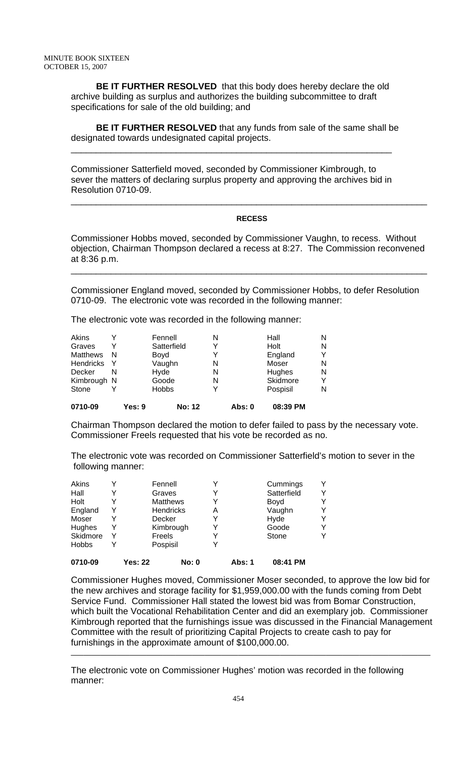**BE IT FURTHER RESOLVED** that this body does hereby declare the old archive building as surplus and authorizes the building subcommittee to draft specifications for sale of the old building; and

**BE IT FURTHER RESOLVED** that any funds from sale of the same shall be designated towards undesignated capital projects.

---

Commissioner Satterfield moved, seconded by Commissioner Kimbrough, to sever the matters of declaring surplus property and approving the archives bid in Resolution 0710-09.

---

**RECESS**

Commissioner Hobbs moved, seconded by Commissioner Vaughn, to recess. Without objection, Chairman Thompson declared a recess at 8:27. The Commission reconvened at 8:36 p.m.

---

Commissioner England moved, seconded by Commissioner Hobbs, to defer Resolution 0710-09. The electronic vote was recorded in the following manner:

The electronic vote was recorded in the following manner:

| | | | | | |
|---|---|---|---|---|---|
| Akins | Y | Fennell | N | Hall | N |
| Graves | Y | Satterfield | Y | Holt | N |
| Matthews | N | Boyd | Y | England | Y |
| Hendricks | Y | Vaughn | N | Moser | N |
| Decker | N | Hyde | N | Hughes | N |
| Kimbrough | N | Goode | N | Skidmore | Y |
| Stone | Y | Hobbs | Y | Pospisil | N |

**0710-09 Yes: 9 No: 12 Abs: 0 08:39 PM**

Chairman Thompson declared the motion to defer failed to pass by the necessary vote. Commissioner Freels requested that his vote be recorded as no.

The electronic vote was recorded on Commissioner Satterfield's motion to sever in the following manner:

| | | | | | |
|---|---|---|---|---|---|
| Akins | Y | Fennell | Y | Cummings | Y |
| Hall | Y | Graves | Y | Satterfield | Y |
| Holt | Y | Matthews | Y | Boyd | Y |
| England | Y | Hendricks | A | Vaughn | Y |
| Moser | Y | Decker | Y | Hyde | Y |
| Hughes | Y | Kimbrough | Y | Goode | Y |
| Skidmore | Y | Freels | Y | Stone | Y |
| Hobbs | Y | Pospisil | Y | | |

**0710-09 Yes: 22 No: 0 Abs: 1 08:41 PM**

Commissioner Hughes moved, Commissioner Moser seconded, to approve the low bid for the new archives and storage facility for $1,959,000.00 with the funds coming from Debt Service Fund. Commissioner Hall stated the lowest bid was from Bomar Construction, which built the Vocational Rehabilitation Center and did an exemplary job. Commissioner Kimbrough reported that the furnishings issue was discussed in the Financial Management Committee with the result of prioritizing Capital Projects to create cash to pay for furnishings in the approximate amount of $100,000.00.

---

The electronic vote on Commissioner Hughes' motion was recorded in the following manner: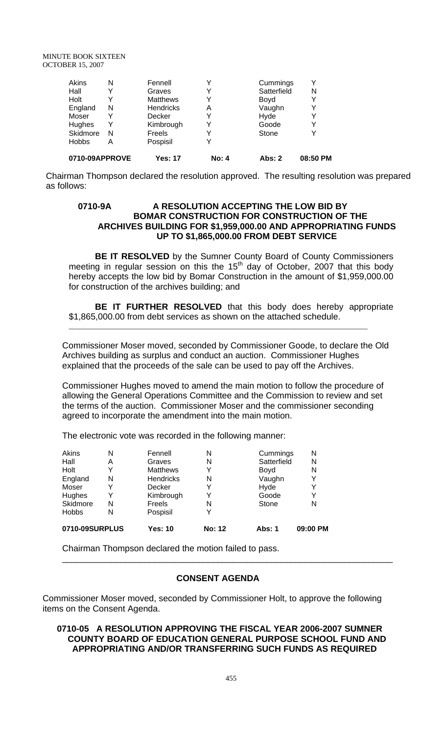| Akins | N | Fennell | Y | Cummings | Y |
|---|---|---|---|---|---|
| Hall | Y | Graves | Y | Satterfield | N |
| Holt | Y | Matthews | Y | Boyd | Y |
| England | N | Hendricks | A | Vaughn | Y |
| Moser | Y | Decker | Y | Hyde | Y |
| Hughes | Y | Kimbrough | Y | Goode | Y |
| Skidmore | N | Freels | Y | Stone | Y |
| Hobbs | A | Pospisil | Y | | |
| **0710-09APPROVE** | | **Yes: 17** | **No: 4** | **Abs: 2** | **08:50 PM** |

Chairman Thompson declared the resolution approved. The resulting resolution was prepared as follows:

**0710-9A A RESOLUTION ACCEPTING THE LOW BID BY BOMAR CONSTRUCTION FOR CONSTRUCTION OF THE ARCHIVES BUILDING FOR $1,959,000.00 AND APPROPRIATING FUNDS UP TO $1,865,000.00 FROM DEBT SERVICE**

**BE IT RESOLVED** by the Sumner County Board of County Commissioners meeting in regular session on this the 15th day of October, 2007 that this body hereby accepts the low bid by Bomar Construction in the amount of $1,959,000.00 for construction of the archives building; and

**BE IT FURTHER RESOLVED** that this body does hereby appropriate $1,865,000.00 from debt services as shown on the attached schedule.

---

Commissioner Moser moved, seconded by Commissioner Goode, to declare the Old Archives building as surplus and conduct an auction. Commissioner Hughes explained that the proceeds of the sale can be used to pay off the Archives.

Commissioner Hughes moved to amend the main motion to follow the procedure of allowing the General Operations Committee and the Commission to review and set the terms of the auction. Commissioner Moser and the commissioner seconding agreed to incorporate the amendment into the main motion.

The electronic vote was recorded in the following manner:

| Akins | N | Fennell | N | Cummings | N |
|---|---|---|---|---|---|
| Hall | A | Graves | N | Satterfield | N |
| Holt | Y | Matthews | Y | Boyd | N |
| England | N | Hendricks | N | Vaughn | Y |
| Moser | Y | Decker | Y | Hyde | Y |
| Hughes | Y | Kimbrough | Y | Goode | Y |
| Skidmore | N | Freels | N | Stone | N |
| Hobbs | N | Pospisil | Y | | |
| **0710-09SURPLUS** | | **Yes: 10** | **No: 12** | **Abs: 1** | **09:00 PM** |

Chairman Thompson declared the motion failed to pass.

---

## CONSENT AGENDA

Commissioner Moser moved, seconded by Commissioner Holt, to approve the following items on the Consent Agenda.

**0710-05 A RESOLUTION APPROVING THE FISCAL YEAR 2006-2007 SUMNER COUNTY BOARD OF EDUCATION GENERAL PURPOSE SCHOOL FUND AND APPROPRIATING AND/OR TRANSFERRING SUCH FUNDS AS REQUIRED**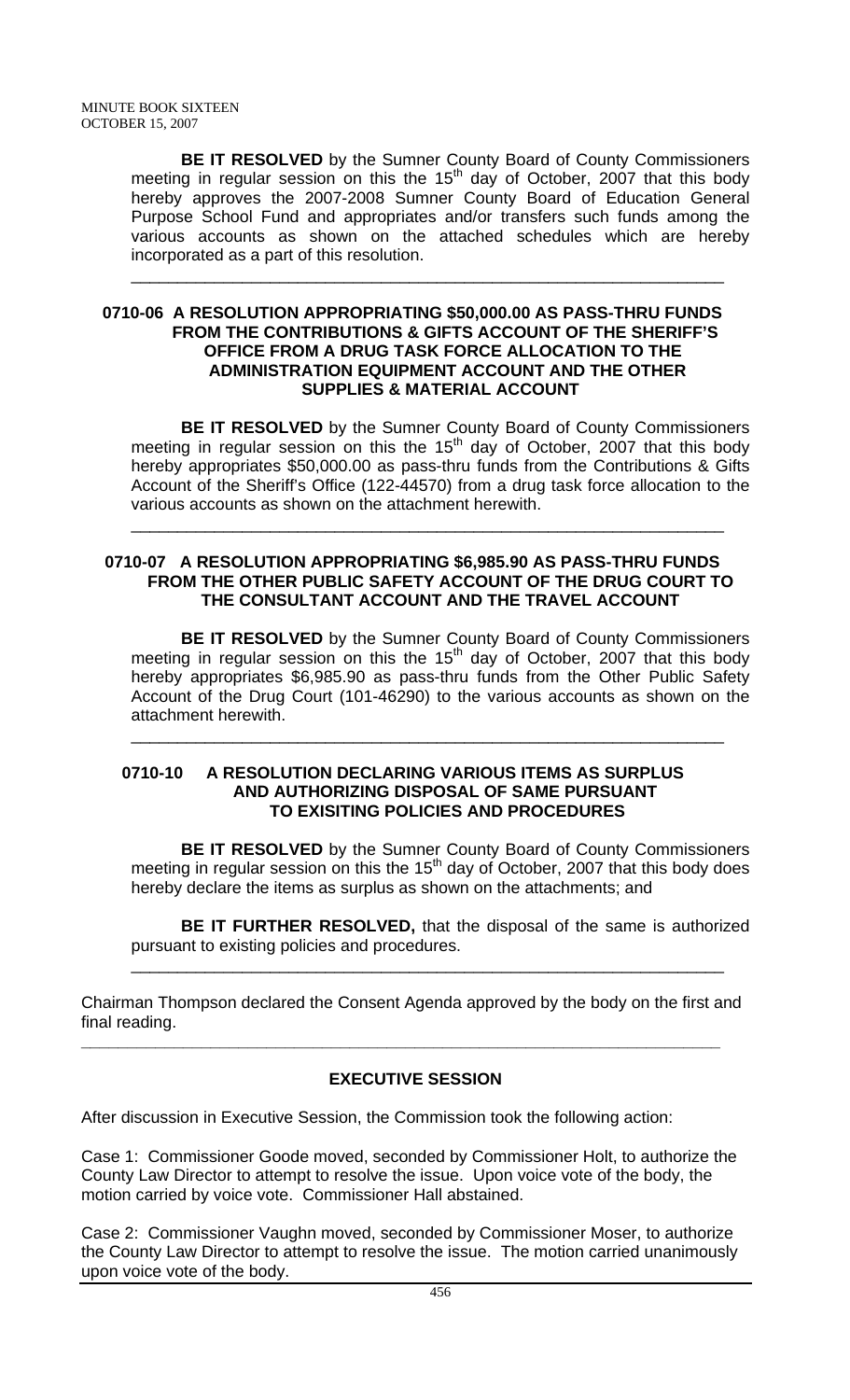**BE IT RESOLVED** by the Sumner County Board of County Commissioners meeting in regular session on this the 15th day of October, 2007 that this body hereby approves the 2007-2008 Sumner County Board of Education General Purpose School Fund and appropriates and/or transfers such funds among the various accounts as shown on the attached schedules which are hereby incorporated as a part of this resolution.

---

**0710-06 A RESOLUTION APPROPRIATING $50,000.00 AS PASS-THRU FUNDS FROM THE CONTRIBUTIONS & GIFTS ACCOUNT OF THE SHERIFF'S OFFICE FROM A DRUG TASK FORCE ALLOCATION TO THE ADMINISTRATION EQUIPMENT ACCOUNT AND THE OTHER SUPPLIES & MATERIAL ACCOUNT**

**BE IT RESOLVED** by the Sumner County Board of County Commissioners meeting in regular session on this the 15th day of October, 2007 that this body hereby appropriates $50,000.00 as pass-thru funds from the Contributions & Gifts Account of the Sheriff's Office (122-44570) from a drug task force allocation to the various accounts as shown on the attachment herewith.

---

**0710-07 A RESOLUTION APPROPRIATING $6,985.90 AS PASS-THRU FUNDS FROM THE OTHER PUBLIC SAFETY ACCOUNT OF THE DRUG COURT TO THE CONSULTANT ACCOUNT AND THE TRAVEL ACCOUNT**

**BE IT RESOLVED** by the Sumner County Board of County Commissioners meeting in regular session on this the 15th day of October, 2007 that this body hereby appropriates $6,985.90 as pass-thru funds from the Other Public Safety Account of the Drug Court (101-46290) to the various accounts as shown on the attachment herewith.

---

**0710-10 A RESOLUTION DECLARING VARIOUS ITEMS AS SURPLUS AND AUTHORIZING DISPOSAL OF SAME PURSUANT TO EXISITING POLICIES AND PROCEDURES**

**BE IT RESOLVED** by the Sumner County Board of County Commissioners meeting in regular session on this the 15th day of October, 2007 that this body does hereby declare the items as surplus as shown on the attachments; and

**BE IT FURTHER RESOLVED,** that the disposal of the same is authorized pursuant to existing policies and procedures.

---

Chairman Thompson declared the Consent Agenda approved by the body on the first and final reading.

---

## EXECUTIVE SESSION

After discussion in Executive Session, the Commission took the following action:

Case 1: Commissioner Goode moved, seconded by Commissioner Holt, to authorize the County Law Director to attempt to resolve the issue. Upon voice vote of the body, the motion carried by voice vote. Commissioner Hall abstained.

Case 2: Commissioner Vaughn moved, seconded by Commissioner Moser, to authorize the County Law Director to attempt to resolve the issue. The motion carried unanimously upon voice vote of the body.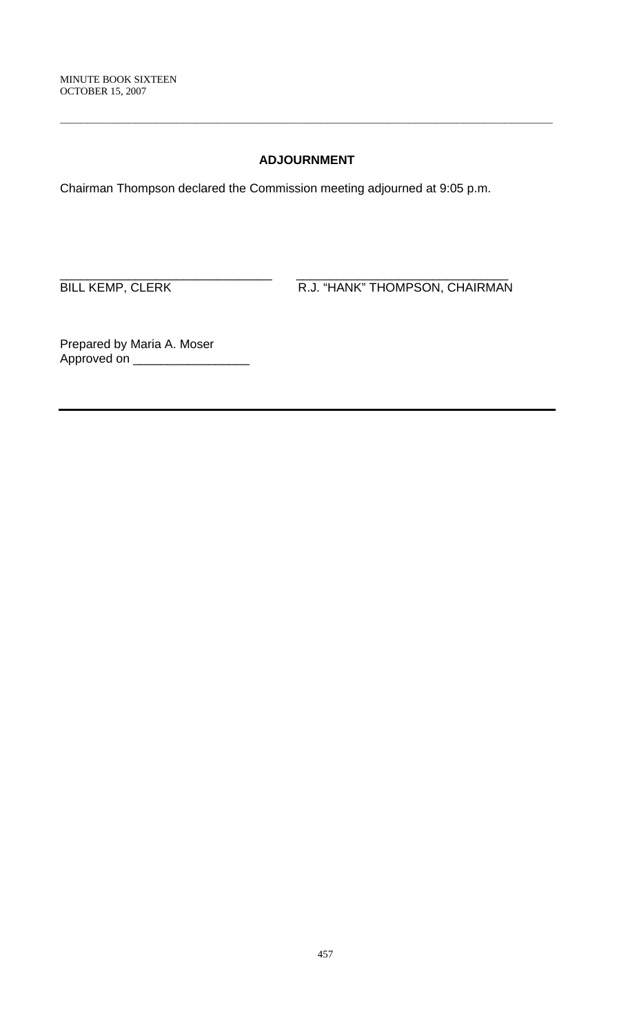## ADJOURNMENT

Chairman Thompson declared the Commission meeting adjourned at 9:05 p.m.

\_\_\_\_\_\_\_\_\_\_\_\_\_\_\_\_\_\_\_\_\_\_\_\_\_\_\_\_\_\_\_ \_\_\_\_\_\_\_\_\_\_\_\_\_\_\_\_\_\_\_\_\_\_\_\_\_\_\_\_\_\_\_
BILL KEMP, CLERK R.J. "HANK" THOMPSON, CHAIRMAN

Prepared by Maria A. Moser
Approved on \_\_\_\_\_\_\_\_\_\_\_\_\_\_\_\_\_